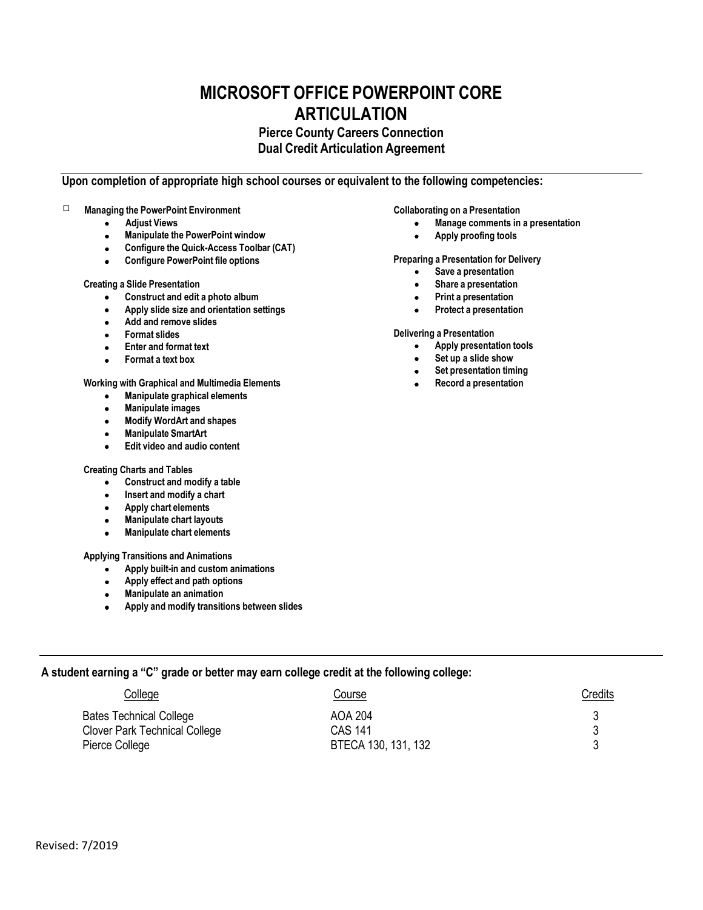# MICROSOFT OFFICE POWERPOINT CORE ARTICULATION

## Pierce County Careers Connection
## Dual Credit Articulation Agreement

**Upon completion of appropriate high school courses or equivalent to the following competencies:**

☐ **Managing the PowerPoint Environment**
- Adjust Views
- Manipulate the PowerPoint window
- Configure the Quick-Access Toolbar (CAT)
- Configure PowerPoint file options

**Creating a Slide Presentation**
- Construct and edit a photo album
- Apply slide size and orientation settings
- Add and remove slides
- Format slides
- Enter and format text
- Format a text box

**Working with Graphical and Multimedia Elements**
- Manipulate graphical elements
- Manipulate images
- Modify WordArt and shapes
- Manipulate SmartArt
- Edit video and audio content

**Creating Charts and Tables**
- Construct and modify a table
- Insert and modify a chart
- Apply chart elements
- Manipulate chart layouts
- Manipulate chart elements

**Applying Transitions and Animations**
- Apply built-in and custom animations
- Apply effect and path options
- Manipulate an animation
- Apply and modify transitions between slides

**Collaborating on a Presentation**
- Manage comments in a presentation
- Apply proofing tools

**Preparing a Presentation for Delivery**
- Save a presentation
- Share a presentation
- Print a presentation
- Protect a presentation

**Delivering a Presentation**
- Apply presentation tools
- Set up a slide show
- Set presentation timing
- Record a presentation

**A student earning a "C" grade or better may earn college credit at the following college:**

| College | Course | Credits |
|---|---|---|
| Bates Technical College | AOA 204 | 3 |
| Clover Park Technical College | CAS 141 | 3 |
| Pierce College | BTECA 130, 131, 132 | 3 |

Revised: 7/2019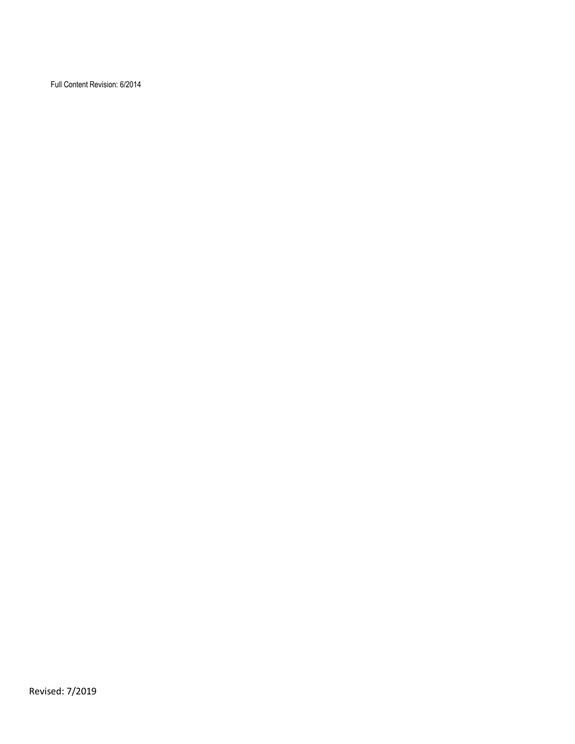Full Content Revision: 6/2014

Revised: 7/2019